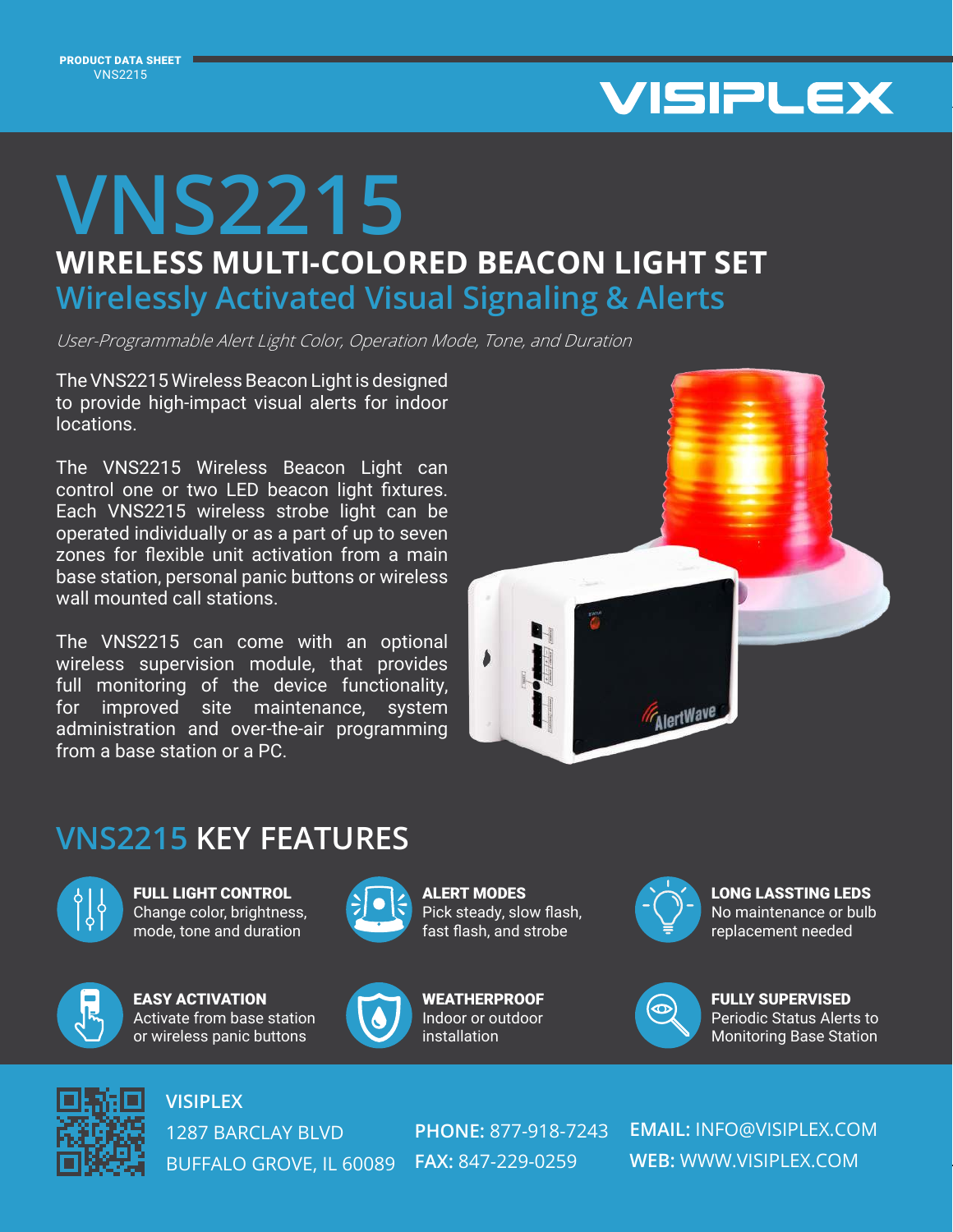PRODUCT DATA SHEET
VNS2215

VISIPLEX

# VNS2215

## WIRELESS MULTI-COLORED BEACON LIGHT SET

### Wirelessly Activated Visual Signaling & Alerts

*User-Programmable Alert Light Color, Operation Mode, Tone, and Duration*

The VNS2215 Wireless Beacon Light is designed to provide high-impact visual alerts for indoor locations.

The VNS2215 Wireless Beacon Light can control one or two LED beacon light fixtures. Each VNS2215 wireless strobe light can be operated individually or as a part of up to seven zones for flexible unit activation from a main base station, personal panic buttons or wireless wall mounted call stations.

The VNS2215 can come with an optional wireless supervision module, that provides full monitoring of the device functionality, for improved site maintenance, system administration and over-the-air programming from a base station or a PC.

## VNS2215 KEY FEATURES

**FULL LIGHT CONTROL**
Change color, brightness, mode, tone and duration

**ALERT MODES**
Pick steady, slow flash, fast flash, and strobe

**LONG LASSTING LEDS**
No maintenance or bulb replacement needed

**EASY ACTIVATION**
Activate from base station or wireless panic buttons

**WEATHERPROOF**
Indoor or outdoor installation

**FULLY SUPERVISED**
Periodic Status Alerts to Monitoring Base Station

**VISIPLEX**
1287 BARCLAY BLVD
BUFFALO GROVE, IL 60089

**PHONE:** 877-918-7243
**FAX:** 847-229-0259

**EMAIL:** INFO@VISIPLEX.COM
**WEB:** WWW.VISIPLEX.COM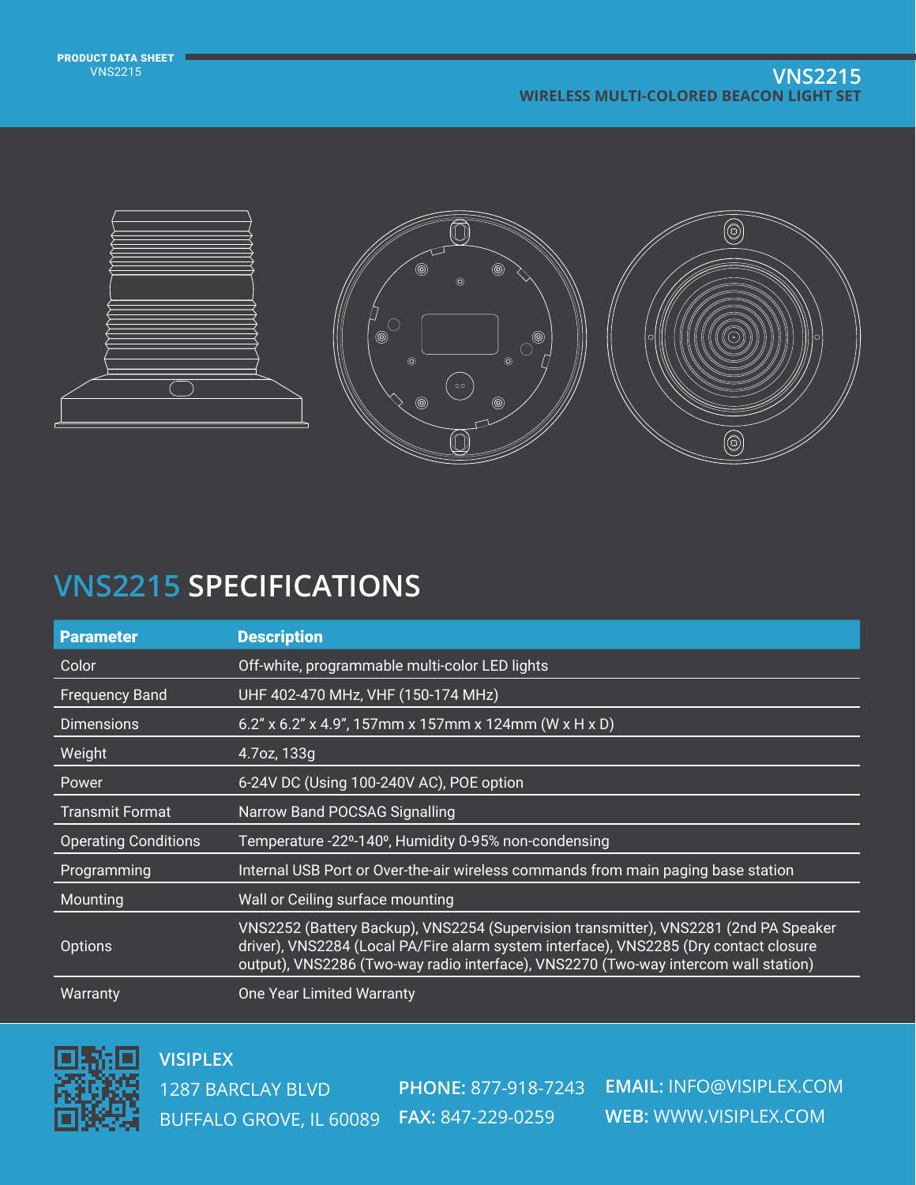PRODUCT DATA SHEET
VNS2215

# VNS2215
## WIRELESS MULTI-COLORED BEACON LIGHT SET

## VNS2215 SPECIFICATIONS

| Parameter | Description |
|---|---|
| Color | Off-white, programmable multi-color LED lights |
| Frequency Band | UHF 402-470 MHz, VHF (150-174 MHz) |
| Dimensions | 6.2” x 6.2” x 4.9”, 157mm x 157mm x 124mm (W x H x D) |
| Weight | 4.7oz, 133g |
| Power | 6-24V DC (Using 100-240V AC), POE option |
| Transmit Format | Narrow Band POCSAG Signalling |
| Operating Conditions | Temperature -22º-140º, Humidity 0-95% non-condensing |
| Programming | Internal USB Port or Over-the-air wireless commands from main paging base station |
| Mounting | Wall or Ceiling surface mounting |
| Options | VNS2252 (Battery Backup), VNS2254 (Supervision transmitter), VNS2281 (2nd PA Speaker driver), VNS2284 (Local PA/Fire alarm system interface), VNS2285 (Dry contact closure output), VNS2286 (Two-way radio interface), VNS2270 (Two-way intercom wall station) |
| Warranty | One Year Limited Warranty |

**VISIPLEX**
1287 BARCLAY BLVD
BUFFALO GROVE, IL 60089

**PHONE:** 877-918-7243
**FAX:** 847-229-0259

**EMAIL:** INFO@VISIPLEX.COM
**WEB:** WWW.VISIPLEX.COM